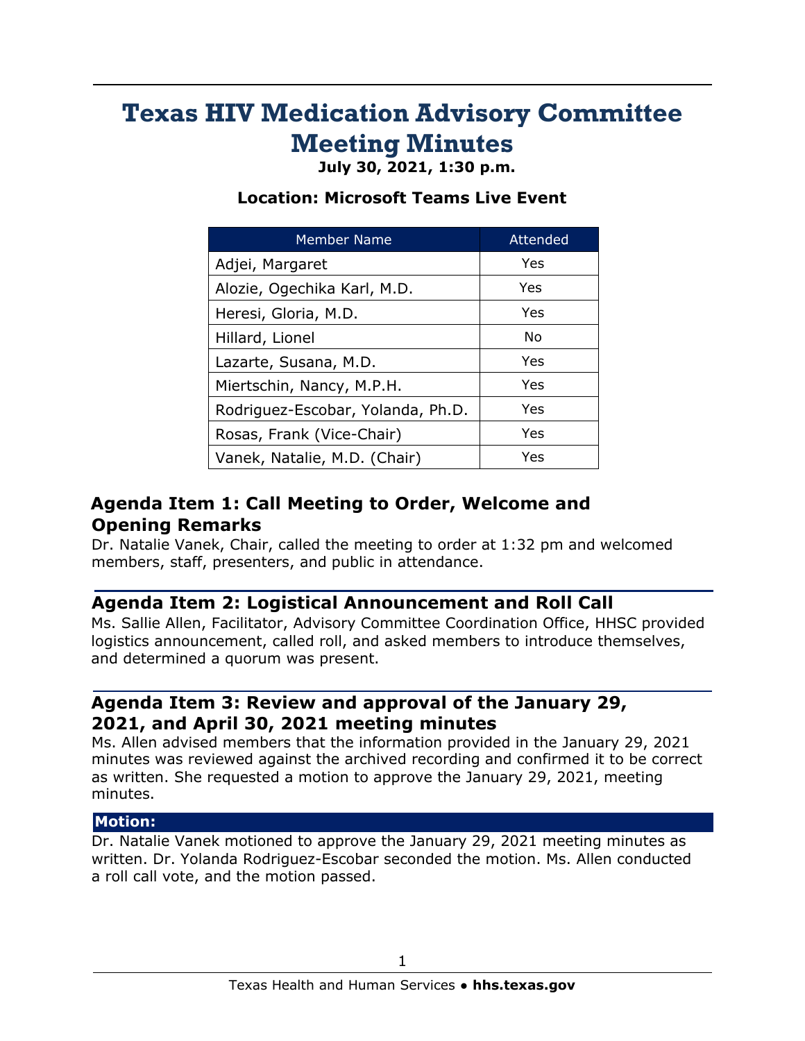# Texas HIV Medication Advisory Committee Meeting Minutes

**July 30, 2021, 1:30 p.m.**

**Location: Microsoft Teams Live Event**

| Member Name | Attended |
|---|---|
| Adjei, Margaret | Yes |
| Alozie, Ogechika Karl, M.D. | Yes |
| Heresi, Gloria, M.D. | Yes |
| Hillard, Lionel | No |
| Lazarte, Susana, M.D. | Yes |
| Miertschin, Nancy, M.P.H. | Yes |
| Rodriguez-Escobar, Yolanda, Ph.D. | Yes |
| Rosas, Frank (Vice-Chair) | Yes |
| Vanek, Natalie, M.D. (Chair) | Yes |

## Agenda Item 1: Call Meeting to Order, Welcome and Opening Remarks

Dr. Natalie Vanek, Chair, called the meeting to order at 1:32 pm and welcomed members, staff, presenters, and public in attendance.

## Agenda Item 2: Logistical Announcement and Roll Call

Ms. Sallie Allen, Facilitator, Advisory Committee Coordination Office, HHSC provided logistics announcement, called roll, and asked members to introduce themselves, and determined a quorum was present.

## Agenda Item 3: Review and approval of the January 29, 2021, and April 30, 2021 meeting minutes

Ms. Allen advised members that the information provided in the January 29, 2021 minutes was reviewed against the archived recording and confirmed it to be correct as written. She requested a motion to approve the January 29, 2021, meeting minutes.

**Motion:**

Dr. Natalie Vanek motioned to approve the January 29, 2021 meeting minutes as written. Dr. Yolanda Rodriguez-Escobar seconded the motion. Ms. Allen conducted a roll call vote, and the motion passed.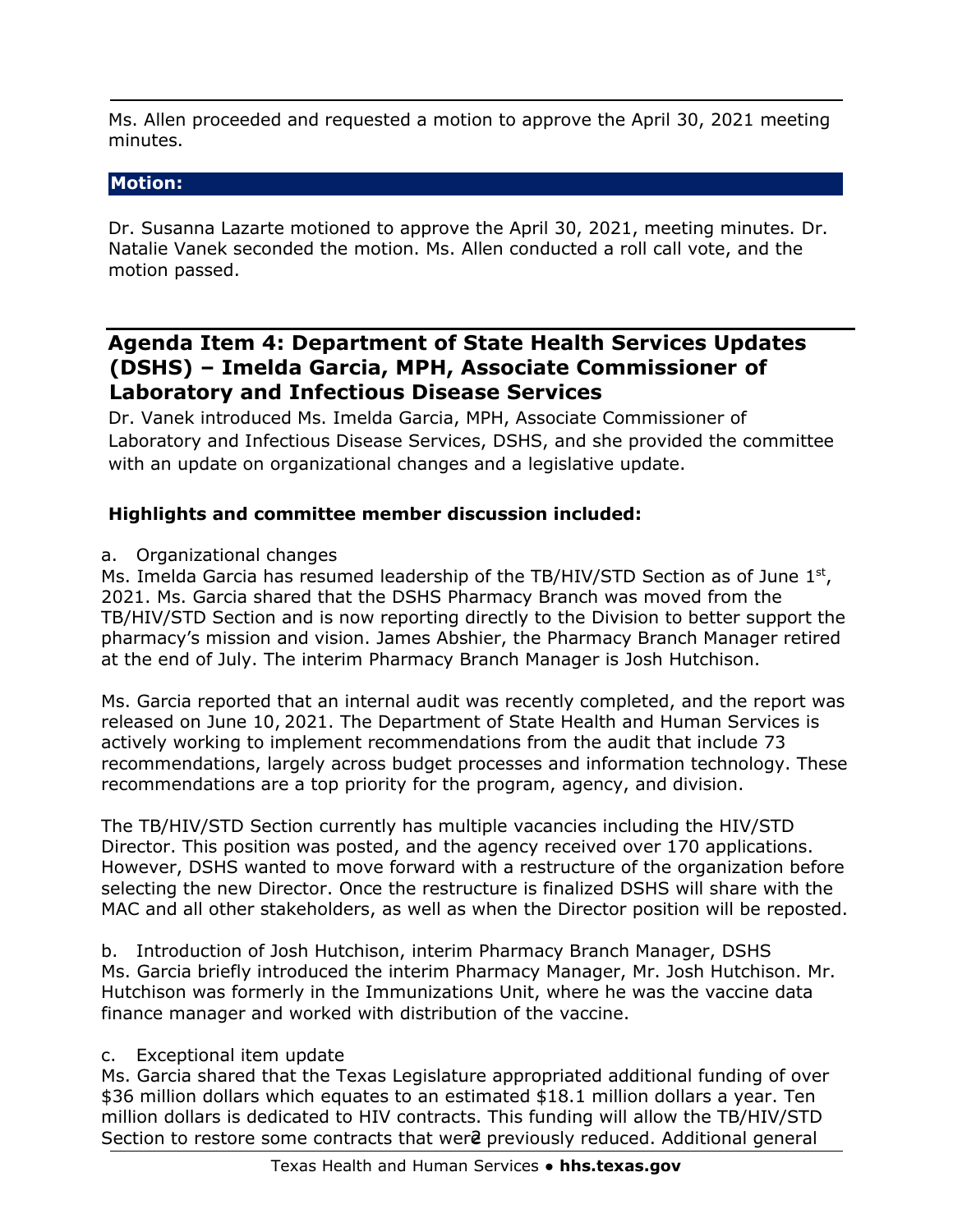Ms. Allen proceeded and requested a motion to approve the April 30, 2021 meeting minutes.

**Motion:**

Dr. Susanna Lazarte motioned to approve the April 30, 2021, meeting minutes. Dr. Natalie Vanek seconded the motion. Ms. Allen conducted a roll call vote, and the motion passed.

## Agenda Item 4: Department of State Health Services Updates (DSHS) – Imelda Garcia, MPH, Associate Commissioner of Laboratory and Infectious Disease Services

Dr. Vanek introduced Ms. Imelda Garcia, MPH, Associate Commissioner of Laboratory and Infectious Disease Services, DSHS, and she provided the committee with an update on organizational changes and a legislative update.

**Highlights and committee member discussion included:**

a. Organizational changes

Ms. Imelda Garcia has resumed leadership of the TB/HIV/STD Section as of June 1st, 2021. Ms. Garcia shared that the DSHS Pharmacy Branch was moved from the TB/HIV/STD Section and is now reporting directly to the Division to better support the pharmacy's mission and vision. James Abshier, the Pharmacy Branch Manager retired at the end of July. The interim Pharmacy Branch Manager is Josh Hutchison.

Ms. Garcia reported that an internal audit was recently completed, and the report was released on June 10, 2021. The Department of State Health and Human Services is actively working to implement recommendations from the audit that include 73 recommendations, largely across budget processes and information technology. These recommendations are a top priority for the program, agency, and division.

The TB/HIV/STD Section currently has multiple vacancies including the HIV/STD Director. This position was posted, and the agency received over 170 applications. However, DSHS wanted to move forward with a restructure of the organization before selecting the new Director. Once the restructure is finalized DSHS will share with the MAC and all other stakeholders, as well as when the Director position will be reposted.

b. Introduction of Josh Hutchison, interim Pharmacy Branch Manager, DSHS

Ms. Garcia briefly introduced the interim Pharmacy Manager, Mr. Josh Hutchison. Mr. Hutchison was formerly in the Immunizations Unit, where he was the vaccine data finance manager and worked with distribution of the vaccine.

c. Exceptional item update

Ms. Garcia shared that the Texas Legislature appropriated additional funding of over $36 million dollars which equates to an estimated $18.1 million dollars a year. Ten million dollars is dedicated to HIV contracts. This funding will allow the TB/HIV/STD Section to restore some contracts that were previously reduced. Additional general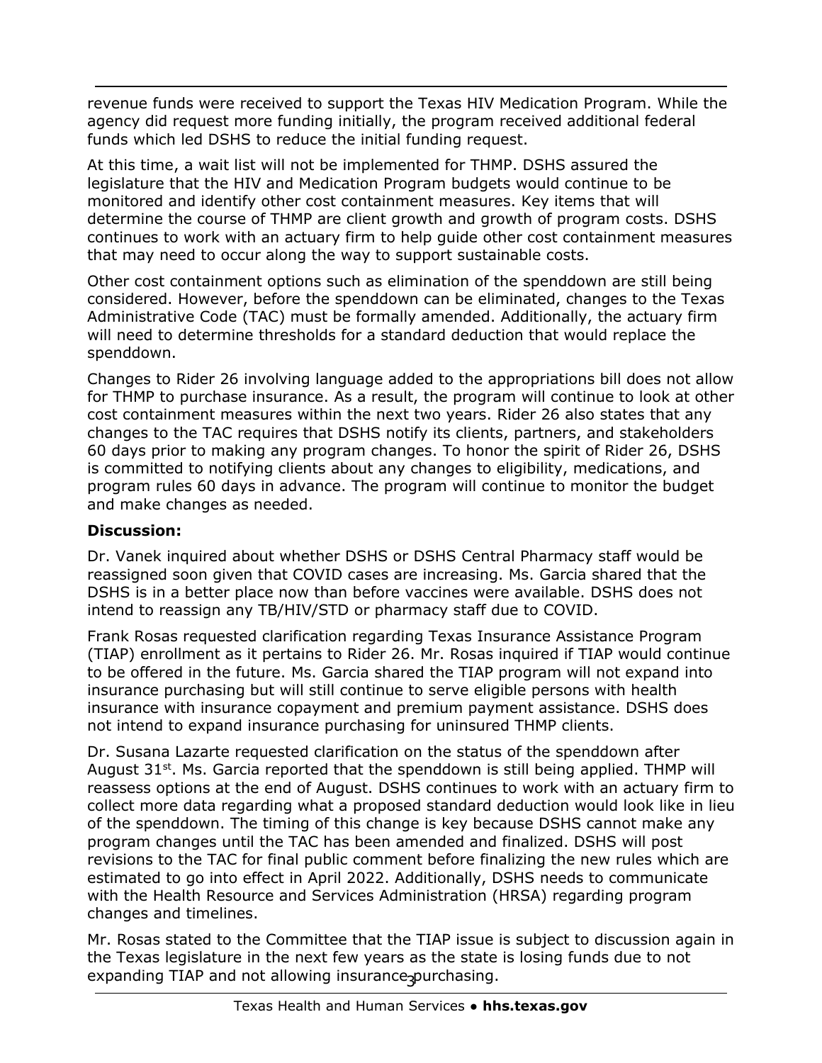revenue funds were received to support the Texas HIV Medication Program. While the agency did request more funding initially, the program received additional federal funds which led DSHS to reduce the initial funding request.

At this time, a wait list will not be implemented for THMP. DSHS assured the legislature that the HIV and Medication Program budgets would continue to be monitored and identify other cost containment measures. Key items that will determine the course of THMP are client growth and growth of program costs. DSHS continues to work with an actuary firm to help guide other cost containment measures that may need to occur along the way to support sustainable costs.

Other cost containment options such as elimination of the spenddown are still being considered. However, before the spenddown can be eliminated, changes to the Texas Administrative Code (TAC) must be formally amended. Additionally, the actuary firm will need to determine thresholds for a standard deduction that would replace the spenddown.

Changes to Rider 26 involving language added to the appropriations bill does not allow for THMP to purchase insurance. As a result, the program will continue to look at other cost containment measures within the next two years. Rider 26 also states that any changes to the TAC requires that DSHS notify its clients, partners, and stakeholders 60 days prior to making any program changes. To honor the spirit of Rider 26, DSHS is committed to notifying clients about any changes to eligibility, medications, and program rules 60 days in advance. The program will continue to monitor the budget and make changes as needed.

**Discussion:**

Dr. Vanek inquired about whether DSHS or DSHS Central Pharmacy staff would be reassigned soon given that COVID cases are increasing. Ms. Garcia shared that the DSHS is in a better place now than before vaccines were available. DSHS does not intend to reassign any TB/HIV/STD or pharmacy staff due to COVID.

Frank Rosas requested clarification regarding Texas Insurance Assistance Program (TIAP) enrollment as it pertains to Rider 26. Mr. Rosas inquired if TIAP would continue to be offered in the future. Ms. Garcia shared the TIAP program will not expand into insurance purchasing but will still continue to serve eligible persons with health insurance with insurance copayment and premium payment assistance. DSHS does not intend to expand insurance purchasing for uninsured THMP clients.

Dr. Susana Lazarte requested clarification on the status of the spenddown after August 31st. Ms. Garcia reported that the spenddown is still being applied. THMP will reassess options at the end of August. DSHS continues to work with an actuary firm to collect more data regarding what a proposed standard deduction would look like in lieu of the spenddown. The timing of this change is key because DSHS cannot make any program changes until the TAC has been amended and finalized. DSHS will post revisions to the TAC for final public comment before finalizing the new rules which are estimated to go into effect in April 2022. Additionally, DSHS needs to communicate with the Health Resource and Services Administration (HRSA) regarding program changes and timelines.

Mr. Rosas stated to the Committee that the TIAP issue is subject to discussion again in the Texas legislature in the next few years as the state is losing funds due to not expanding TIAP and not allowing insurance purchasing.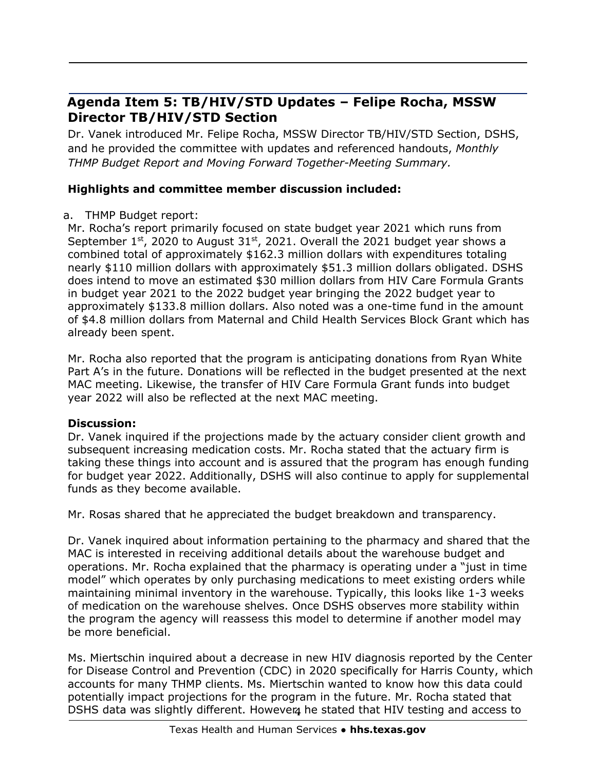## Agenda Item 5: TB/HIV/STD Updates – Felipe Rocha, MSSW Director TB/HIV/STD Section

Dr. Vanek introduced Mr. Felipe Rocha, MSSW Director TB/HIV/STD Section, DSHS, and he provided the committee with updates and referenced handouts, *Monthly THMP Budget Report and Moving Forward Together-Meeting Summary.*

**Highlights and committee member discussion included:**

a. THMP Budget report:

Mr. Rocha's report primarily focused on state budget year 2021 which runs from September 1st, 2020 to August 31st, 2021. Overall the 2021 budget year shows a combined total of approximately $162.3 million dollars with expenditures totaling nearly $110 million dollars with approximately $51.3 million dollars obligated. DSHS does intend to move an estimated $30 million dollars from HIV Care Formula Grants in budget year 2021 to the 2022 budget year bringing the 2022 budget year to approximately $133.8 million dollars. Also noted was a one-time fund in the amount of $4.8 million dollars from Maternal and Child Health Services Block Grant which has already been spent.

Mr. Rocha also reported that the program is anticipating donations from Ryan White Part A's in the future. Donations will be reflected in the budget presented at the next MAC meeting. Likewise, the transfer of HIV Care Formula Grant funds into budget year 2022 will also be reflected at the next MAC meeting.

**Discussion:**

Dr. Vanek inquired if the projections made by the actuary consider client growth and subsequent increasing medication costs. Mr. Rocha stated that the actuary firm is taking these things into account and is assured that the program has enough funding for budget year 2022. Additionally, DSHS will also continue to apply for supplemental funds as they become available.

Mr. Rosas shared that he appreciated the budget breakdown and transparency.

Dr. Vanek inquired about information pertaining to the pharmacy and shared that the MAC is interested in receiving additional details about the warehouse budget and operations. Mr. Rocha explained that the pharmacy is operating under a "just in time model" which operates by only purchasing medications to meet existing orders while maintaining minimal inventory in the warehouse. Typically, this looks like 1-3 weeks of medication on the warehouse shelves. Once DSHS observes more stability within the program the agency will reassess this model to determine if another model may be more beneficial.

Ms. Miertschin inquired about a decrease in new HIV diagnosis reported by the Center for Disease Control and Prevention (CDC) in 2020 specifically for Harris County, which accounts for many THMP clients. Ms. Miertschin wanted to know how this data could potentially impact projections for the program in the future. Mr. Rocha stated that DSHS data was slightly different. However, he stated that HIV testing and access to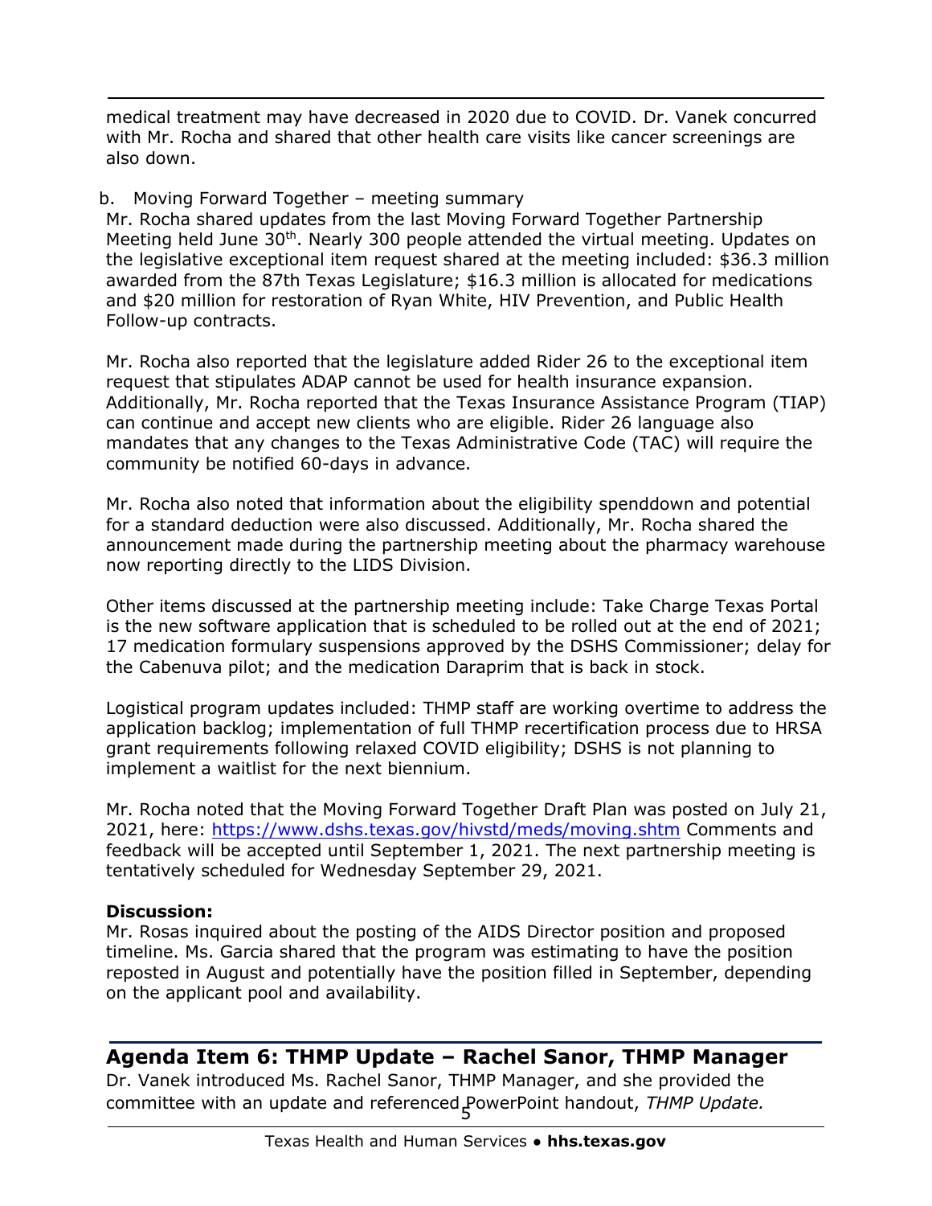medical treatment may have decreased in 2020 due to COVID. Dr. Vanek concurred with Mr. Rocha and shared that other health care visits like cancer screenings are also down.

b. Moving Forward Together – meeting summary

Mr. Rocha shared updates from the last Moving Forward Together Partnership Meeting held June 30th. Nearly 300 people attended the virtual meeting. Updates on the legislative exceptional item request shared at the meeting included: $36.3 million awarded from the 87th Texas Legislature; $16.3 million is allocated for medications and $20 million for restoration of Ryan White, HIV Prevention, and Public Health Follow-up contracts.

Mr. Rocha also reported that the legislature added Rider 26 to the exceptional item request that stipulates ADAP cannot be used for health insurance expansion. Additionally, Mr. Rocha reported that the Texas Insurance Assistance Program (TIAP) can continue and accept new clients who are eligible. Rider 26 language also mandates that any changes to the Texas Administrative Code (TAC) will require the community be notified 60-days in advance.

Mr. Rocha also noted that information about the eligibility spenddown and potential for a standard deduction were also discussed. Additionally, Mr. Rocha shared the announcement made during the partnership meeting about the pharmacy warehouse now reporting directly to the LIDS Division.

Other items discussed at the partnership meeting include: Take Charge Texas Portal is the new software application that is scheduled to be rolled out at the end of 2021; 17 medication formulary suspensions approved by the DSHS Commissioner; delay for the Cabenuva pilot; and the medication Daraprim that is back in stock.

Logistical program updates included: THMP staff are working overtime to address the application backlog; implementation of full THMP recertification process due to HRSA grant requirements following relaxed COVID eligibility; DSHS is not planning to implement a waitlist for the next biennium.

Mr. Rocha noted that the Moving Forward Together Draft Plan was posted on July 21, 2021, here: https://www.dshs.texas.gov/hivstd/meds/moving.shtm Comments and feedback will be accepted until September 1, 2021. The next partnership meeting is tentatively scheduled for Wednesday September 29, 2021.

**Discussion:**

Mr. Rosas inquired about the posting of the AIDS Director position and proposed timeline. Ms. Garcia shared that the program was estimating to have the position reposted in August and potentially have the position filled in September, depending on the applicant pool and availability.

## Agenda Item 6: THMP Update – Rachel Sanor, THMP Manager

Dr. Vanek introduced Ms. Rachel Sanor, THMP Manager, and she provided the committee with an update and referenced PowerPoint handout, *THMP Update.*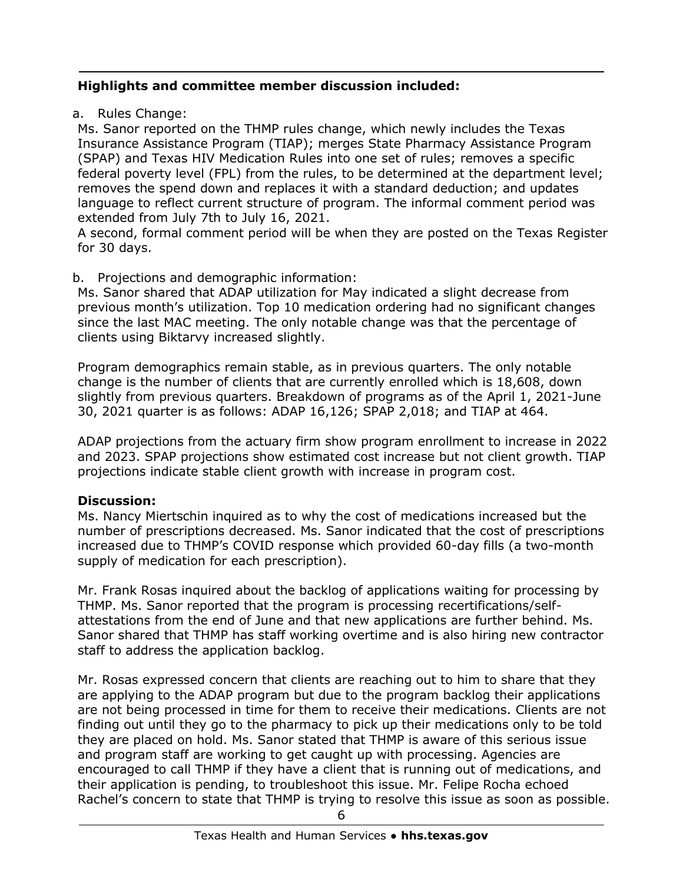**Highlights and committee member discussion included:**

a. Rules Change:

Ms. Sanor reported on the THMP rules change, which newly includes the Texas Insurance Assistance Program (TIAP); merges State Pharmacy Assistance Program (SPAP) and Texas HIV Medication Rules into one set of rules; removes a specific federal poverty level (FPL) from the rules, to be determined at the department level; removes the spend down and replaces it with a standard deduction; and updates language to reflect current structure of program. The informal comment period was extended from July 7th to July 16, 2021.

A second, formal comment period will be when they are posted on the Texas Register for 30 days.

b. Projections and demographic information:

Ms. Sanor shared that ADAP utilization for May indicated a slight decrease from previous month's utilization. Top 10 medication ordering had no significant changes since the last MAC meeting. The only notable change was that the percentage of clients using Biktarvy increased slightly.

Program demographics remain stable, as in previous quarters. The only notable change is the number of clients that are currently enrolled which is 18,608, down slightly from previous quarters. Breakdown of programs as of the April 1, 2021-June 30, 2021 quarter is as follows: ADAP 16,126; SPAP 2,018; and TIAP at 464.

ADAP projections from the actuary firm show program enrollment to increase in 2022 and 2023. SPAP projections show estimated cost increase but not client growth. TIAP projections indicate stable client growth with increase in program cost.

**Discussion:**

Ms. Nancy Miertschin inquired as to why the cost of medications increased but the number of prescriptions decreased. Ms. Sanor indicated that the cost of prescriptions increased due to THMP's COVID response which provided 60-day fills (a two-month supply of medication for each prescription).

Mr. Frank Rosas inquired about the backlog of applications waiting for processing by THMP. Ms. Sanor reported that the program is processing recertifications/self-attestations from the end of June and that new applications are further behind. Ms. Sanor shared that THMP has staff working overtime and is also hiring new contractor staff to address the application backlog.

Mr. Rosas expressed concern that clients are reaching out to him to share that they are applying to the ADAP program but due to the program backlog their applications are not being processed in time for them to receive their medications. Clients are not finding out until they go to the pharmacy to pick up their medications only to be told they are placed on hold. Ms. Sanor stated that THMP is aware of this serious issue and program staff are working to get caught up with processing. Agencies are encouraged to call THMP if they have a client that is running out of medications, and their application is pending, to troubleshoot this issue. Mr. Felipe Rocha echoed Rachel's concern to state that THMP is trying to resolve this issue as soon as possible.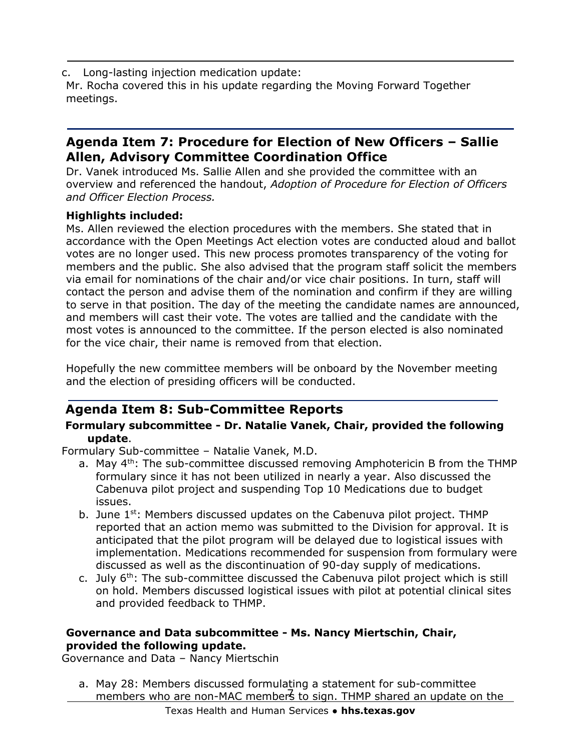c. Long-lasting injection medication update:

Mr. Rocha covered this in his update regarding the Moving Forward Together meetings.

## Agenda Item 7: Procedure for Election of New Officers – Sallie Allen, Advisory Committee Coordination Office

Dr. Vanek introduced Ms. Sallie Allen and she provided the committee with an overview and referenced the handout, *Adoption of Procedure for Election of Officers and Officer Election Process.*

**Highlights included:**

Ms. Allen reviewed the election procedures with the members. She stated that in accordance with the Open Meetings Act election votes are conducted aloud and ballot votes are no longer used. This new process promotes transparency of the voting for members and the public. She also advised that the program staff solicit the members via email for nominations of the chair and/or vice chair positions. In turn, staff will contact the person and advise them of the nomination and confirm if they are willing to serve in that position. The day of the meeting the candidate names are announced, and members will cast their vote. The votes are tallied and the candidate with the most votes is announced to the committee. If the person elected is also nominated for the vice chair, their name is removed from that election.

Hopefully the new committee members will be onboard by the November meeting and the election of presiding officers will be conducted.

## Agenda Item 8: Sub-Committee Reports

**Formulary subcommittee - Dr. Natalie Vanek, Chair, provided the following update**.

Formulary Sub-committee – Natalie Vanek, M.D.

a. May 4th: The sub-committee discussed removing Amphotericin B from the THMP formulary since it has not been utilized in nearly a year. Also discussed the Cabenuva pilot project and suspending Top 10 Medications due to budget issues.
b. June 1st: Members discussed updates on the Cabenuva pilot project. THMP reported that an action memo was submitted to the Division for approval. It is anticipated that the pilot program will be delayed due to logistical issues with implementation. Medications recommended for suspension from formulary were discussed as well as the discontinuation of 90-day supply of medications.
c. July 6th: The sub-committee discussed the Cabenuva pilot project which is still on hold. Members discussed logistical issues with pilot at potential clinical sites and provided feedback to THMP.

**Governance and Data subcommittee - Ms. Nancy Miertschin, Chair, provided the following update.**

Governance and Data – Nancy Miertschin

a. May 28: Members discussed formulating a statement for sub-committee members who are non-MAC members to sign. THMP shared an update on the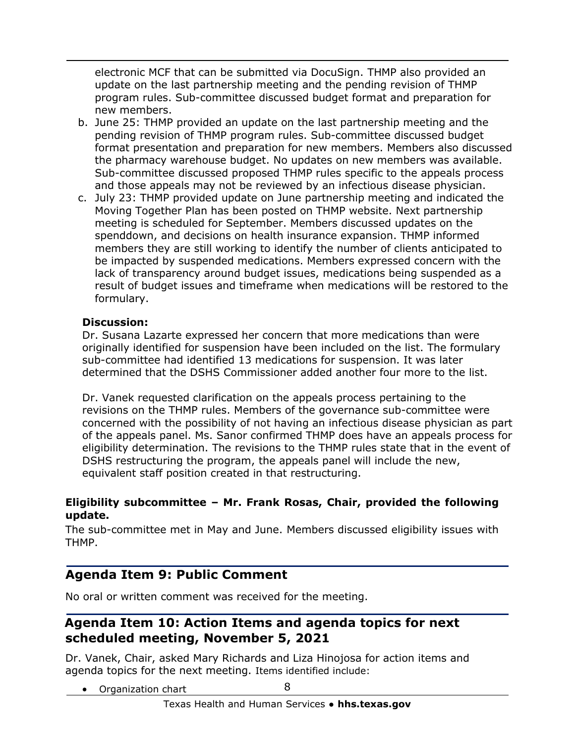electronic MCF that can be submitted via DocuSign. THMP also provided an update on the last partnership meeting and the pending revision of THMP program rules. Sub-committee discussed budget format and preparation for new members.

b. June 25: THMP provided an update on the last partnership meeting and the pending revision of THMP program rules. Sub-committee discussed budget format presentation and preparation for new members. Members also discussed the pharmacy warehouse budget. No updates on new members was available. Sub-committee discussed proposed THMP rules specific to the appeals process and those appeals may not be reviewed by an infectious disease physician.
c. July 23: THMP provided update on June partnership meeting and indicated the Moving Together Plan has been posted on THMP website. Next partnership meeting is scheduled for September. Members discussed updates on the spenddown, and decisions on health insurance expansion. THMP informed members they are still working to identify the number of clients anticipated to be impacted by suspended medications. Members expressed concern with the lack of transparency around budget issues, medications being suspended as a result of budget issues and timeframe when medications will be restored to the formulary.

**Discussion:**

Dr. Susana Lazarte expressed her concern that more medications than were originally identified for suspension have been included on the list. The formulary sub-committee had identified 13 medications for suspension. It was later determined that the DSHS Commissioner added another four more to the list.

Dr. Vanek requested clarification on the appeals process pertaining to the revisions on the THMP rules. Members of the governance sub-committee were concerned with the possibility of not having an infectious disease physician as part of the appeals panel. Ms. Sanor confirmed THMP does have an appeals process for eligibility determination. The revisions to the THMP rules state that in the event of DSHS restructuring the program, the appeals panel will include the new, equivalent staff position created in that restructuring.

**Eligibility subcommittee – Mr. Frank Rosas, Chair, provided the following update.**

The sub-committee met in May and June. Members discussed eligibility issues with THMP.

## Agenda Item 9: Public Comment

No oral or written comment was received for the meeting.

## Agenda Item 10: Action Items and agenda topics for next scheduled meeting, November 5, 2021

Dr. Vanek, Chair, asked Mary Richards and Liza Hinojosa for action items and agenda topics for the next meeting. Items identified include:

- Organization chart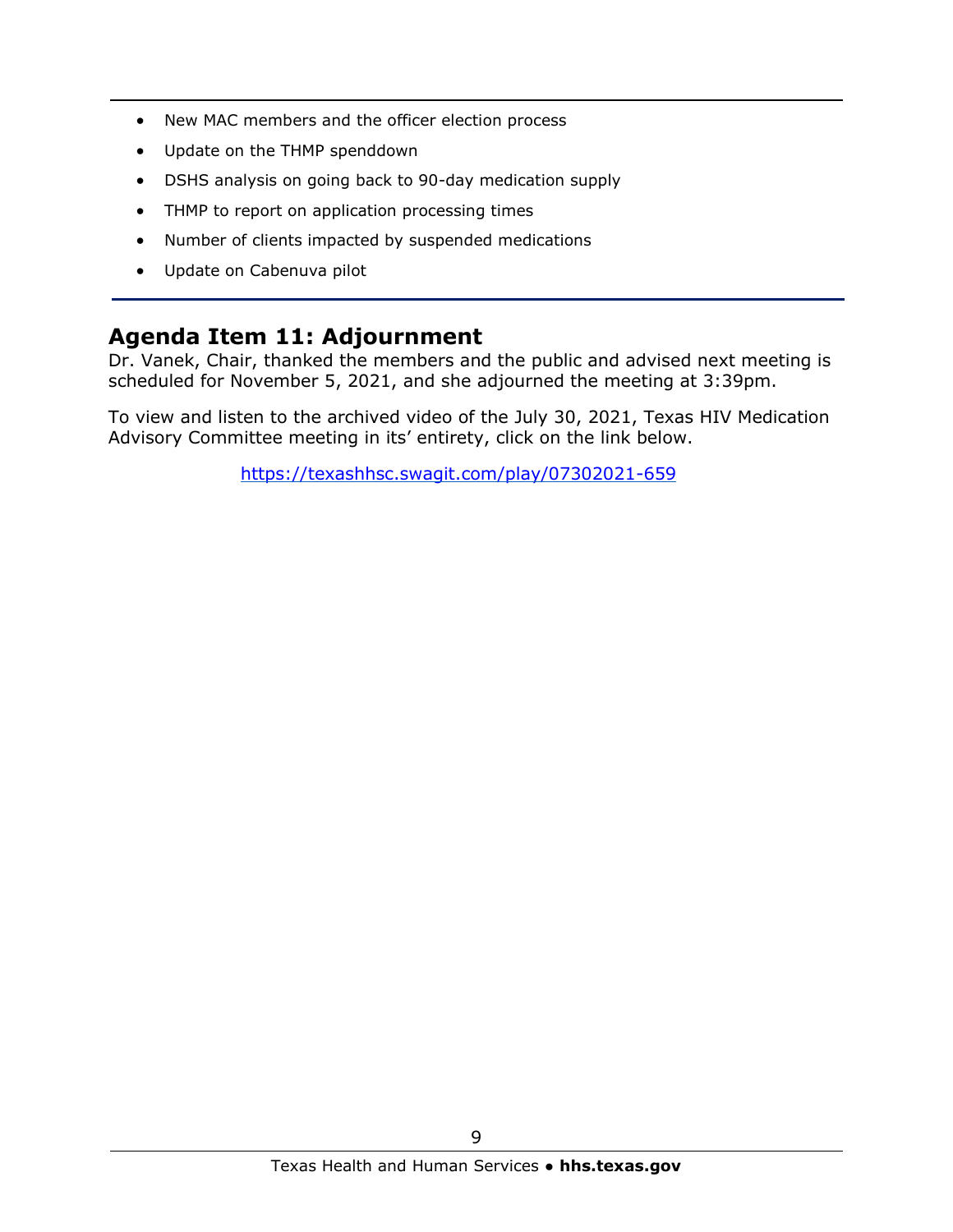- New MAC members and the officer election process
- Update on the THMP spenddown
- DSHS analysis on going back to 90-day medication supply
- THMP to report on application processing times
- Number of clients impacted by suspended medications
- Update on Cabenuva pilot

## Agenda Item 11: Adjournment

Dr. Vanek, Chair, thanked the members and the public and advised next meeting is scheduled for November 5, 2021, and she adjourned the meeting at 3:39pm.

To view and listen to the archived video of the July 30, 2021, Texas HIV Medication Advisory Committee meeting in its' entirety, click on the link below.

https://texashhsc.swagit.com/play/07302021-659